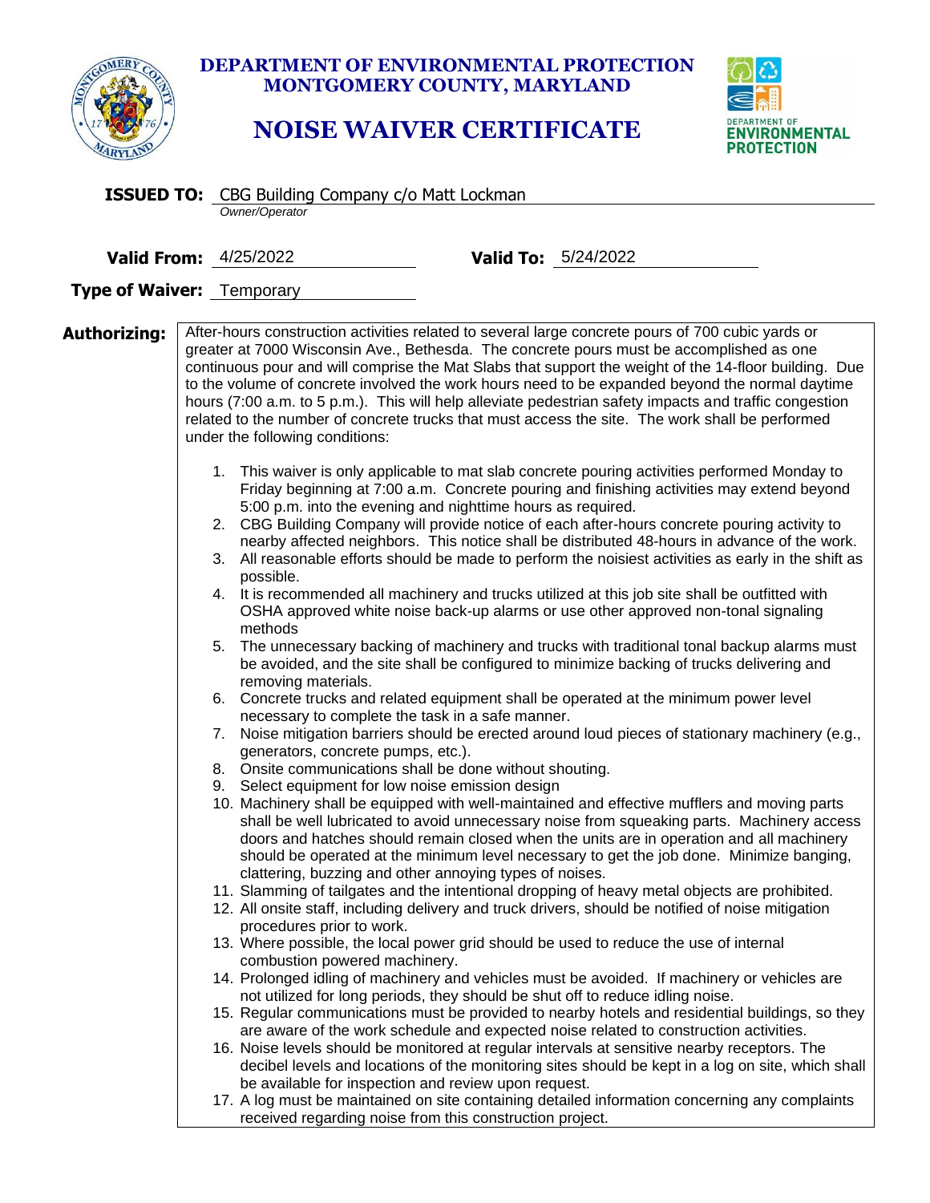# DEPARTMENT OF ENVIRONMENTAL PROTECTION
# MONTGOMERY COUNTY, MARYLAND

## NOISE WAIVER CERTIFICATE

DEPARTMENT OF ENVIRONMENTAL PROTECTION

**ISSUED TO:** CBG Building Company c/o Matt Lockman
*Owner/Operator*

**Valid From:** 4/25/2022 **Valid To:** 5/24/2022

**Type of Waiver:** Temporary

**Authorizing:** After-hours construction activities related to several large concrete pours of 700 cubic yards or greater at 7000 Wisconsin Ave., Bethesda. The concrete pours must be accomplished as one continuous pour and will comprise the Mat Slabs that support the weight of the 14-floor building. Due to the volume of concrete involved the work hours need to be expanded beyond the normal daytime hours (7:00 a.m. to 5 p.m.). This will help alleviate pedestrian safety impacts and traffic congestion related to the number of concrete trucks that must access the site. The work shall be performed under the following conditions:

1. This waiver is only applicable to mat slab concrete pouring activities performed Monday to Friday beginning at 7:00 a.m. Concrete pouring and finishing activities may extend beyond 5:00 p.m. into the evening and nighttime hours as required.
2. CBG Building Company will provide notice of each after-hours concrete pouring activity to nearby affected neighbors. This notice shall be distributed 48-hours in advance of the work.
3. All reasonable efforts should be made to perform the noisiest activities as early in the shift as possible.
4. It is recommended all machinery and trucks utilized at this job site shall be outfitted with OSHA approved white noise back-up alarms or use other approved non-tonal signaling methods
5. The unnecessary backing of machinery and trucks with traditional tonal backup alarms must be avoided, and the site shall be configured to minimize backing of trucks delivering and removing materials.
6. Concrete trucks and related equipment shall be operated at the minimum power level necessary to complete the task in a safe manner.
7. Noise mitigation barriers should be erected around loud pieces of stationary machinery (e.g., generators, concrete pumps, etc.).
8. Onsite communications shall be done without shouting.
9. Select equipment for low noise emission design
10. Machinery shall be equipped with well-maintained and effective mufflers and moving parts shall be well lubricated to avoid unnecessary noise from squeaking parts. Machinery access doors and hatches should remain closed when the units are in operation and all machinery should be operated at the minimum level necessary to get the job done. Minimize banging, clattering, buzzing and other annoying types of noises.
11. Slamming of tailgates and the intentional dropping of heavy metal objects are prohibited.
12. All onsite staff, including delivery and truck drivers, should be notified of noise mitigation procedures prior to work.
13. Where possible, the local power grid should be used to reduce the use of internal combustion powered machinery.
14. Prolonged idling of machinery and vehicles must be avoided. If machinery or vehicles are not utilized for long periods, they should be shut off to reduce idling noise.
15. Regular communications must be provided to nearby hotels and residential buildings, so they are aware of the work schedule and expected noise related to construction activities.
16. Noise levels should be monitored at regular intervals at sensitive nearby receptors. The decibel levels and locations of the monitoring sites should be kept in a log on site, which shall be available for inspection and review upon request.
17. A log must be maintained on site containing detailed information concerning any complaints received regarding noise from this construction project.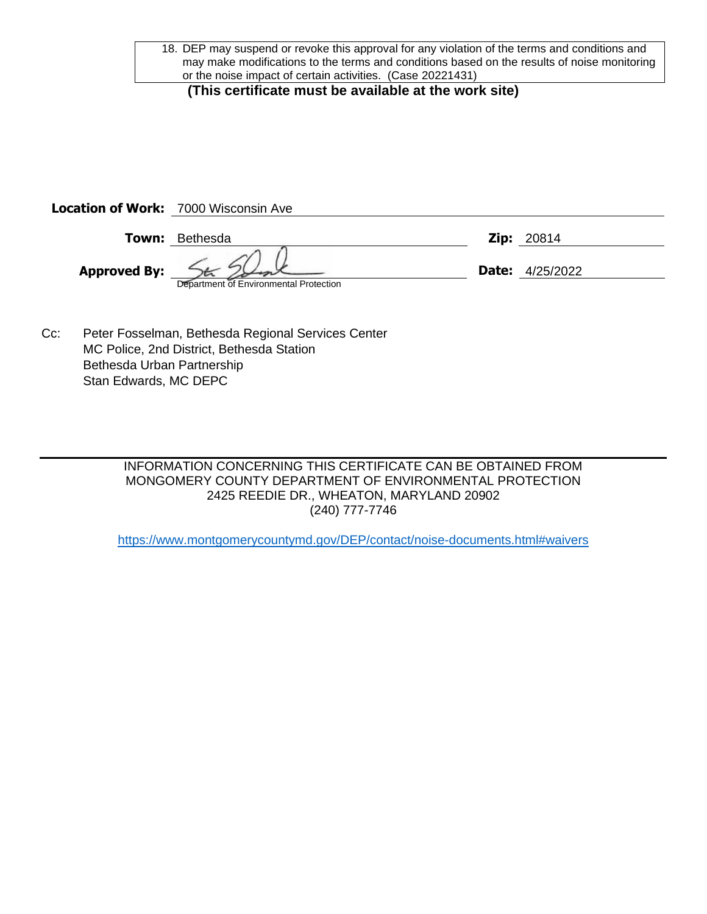18. DEP may suspend or revoke this approval for any violation of the terms and conditions and may make modifications to the terms and conditions based on the results of noise monitoring or the noise impact of certain activities. (Case 20221431)

**(This certificate must be available at the work site)**

**Location of Work:** 7000 Wisconsin Ave

**Town:** Bethesda **Zip:** 20814

**Approved By:** Department of Environmental Protection **Date:** 4/25/2022

Cc: Peter Fosselman, Bethesda Regional Services Center
MC Police, 2nd District, Bethesda Station
Bethesda Urban Partnership
Stan Edwards, MC DEPC

---

INFORMATION CONCERNING THIS CERTIFICATE CAN BE OBTAINED FROM
MONGOMERY COUNTY DEPARTMENT OF ENVIRONMENTAL PROTECTION
2425 REEDIE DR., WHEATON, MARYLAND 20902
(240) 777-7746

https://www.montgomerycountymd.gov/DEP/contact/noise-documents.html#waivers